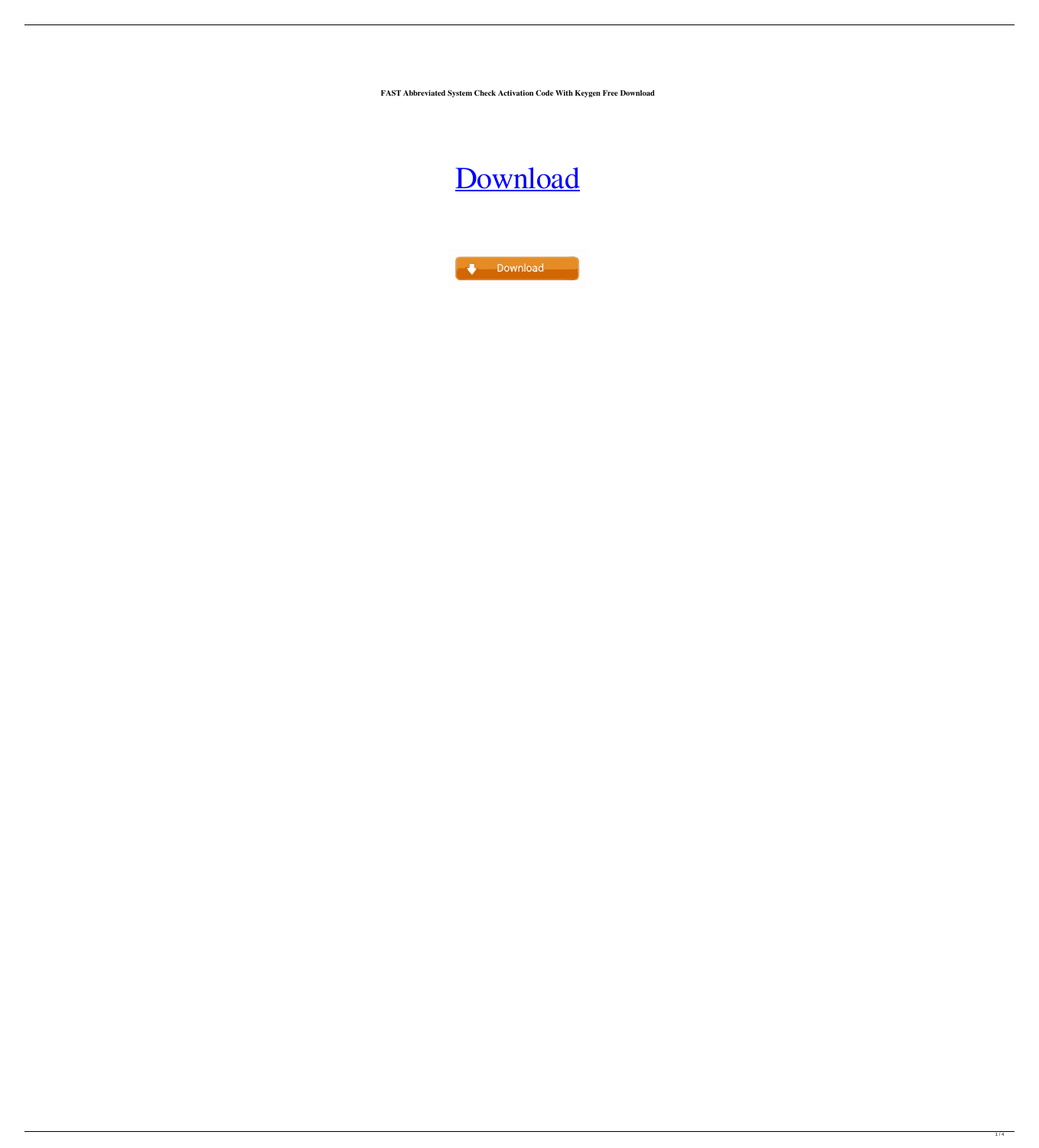**FAST Abbreviated System Check Activation Code With Keygen Free Download**

# [Download](#)

Download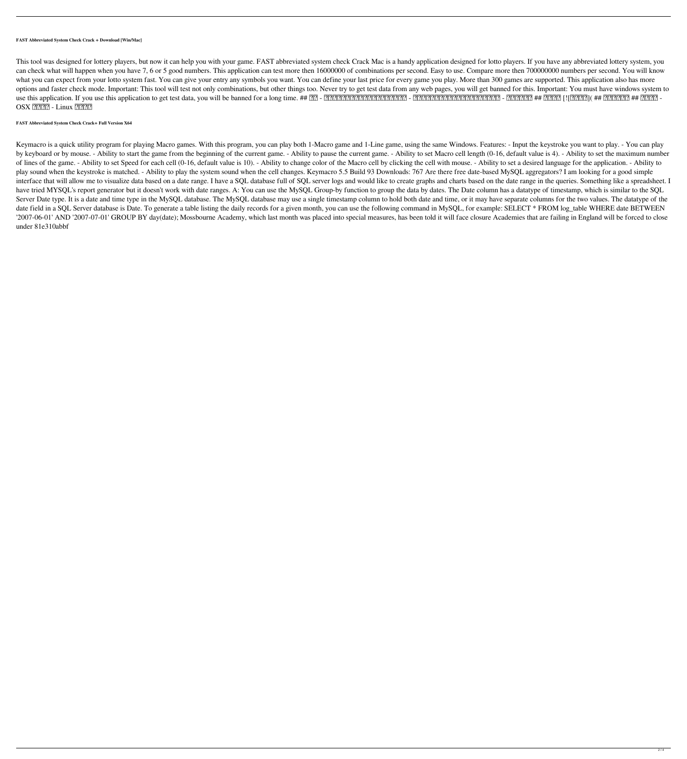**FAST Abbreviated System Check Crack + Download [Win/Mac]**

This tool was designed for lottery players, but now it can help you with your game. FAST abbreviated system check Crack Mac is a handy application designed for lotto players. If you have any abbreviated lottery system, you can check what will happen when you have 7, 6 or 5 good numbers. This application can test more then 16000000 of combinations per second. Easy to use. Compare more then 700000000 numbers per second. You will know what you can expect from your lotto system fast. You can give your entry any symbols you want. You can define your last price for every game you play. More than 300 games are supported. This application also has more options and faster check mode. Important: This tool will test not only combinations, but other things too. Never try to get test data from any web pages, you will get banned for this. Important: You must have windows system to use this application. If you use this application to get test data, you will be banned for a long time. ## ?? - ??????????????????? - ???????????????????? - ?????? ## ???? [![????]( ## ?????? ## ???? - OSX ???? - Linux ????

**FAST Abbreviated System Check Crack+ Full Version X64**

Keymacro is a quick utility program for playing Macro games. With this program, you can play both 1-Macro game and 1-Line game, using the same Windows. Features: - Input the keystroke you want to play. - You can play by keyboard or by mouse. - Ability to start the game from the beginning of the current game. - Ability to pause the current game. - Ability to set Macro cell length (0-16, default value is 4). - Ability to set the maximum number of lines of the game. - Ability to set Speed for each cell (0-16, default value is 10). - Ability to change color of the Macro cell by clicking the cell with mouse. - Ability to set a desired language for the application. - Ability to play sound when the keystroke is matched. - Ability to play the system sound when the cell changes. Keymacro 5.5 Build 93 Downloads: 767 Are there free date-based MySQL aggregators? I am looking for a good simple interface that will allow me to visualize data based on a date range. I have a SQL database full of SQL server logs and would like to create graphs and charts based on the date range in the queries. Something like a spreadsheet. I have tried MYSQL's report generator but it doesn't work with date ranges. A: You can use the MySQL Group-by function to group the data by dates. The Date column has a datatype of timestamp, which is similar to the SQL Server Date type. It is a date and time type in the MySQL database. The MySQL database may use a single timestamp column to hold both date and time, or it may have separate columns for the two values. The datatype of the date field in a SQL Server database is Date. To generate a table listing the daily records for a given month, you can use the following command in MySQL, for example: SELECT * FROM log_table WHERE date BETWEEN '2007-06-01' AND '2007-07-01' GROUP BY day(date); Mossbourne Academy, which last month was placed into special measures, has been told it will face closure Academies that are failing in England will be forced to close under 81e310abbf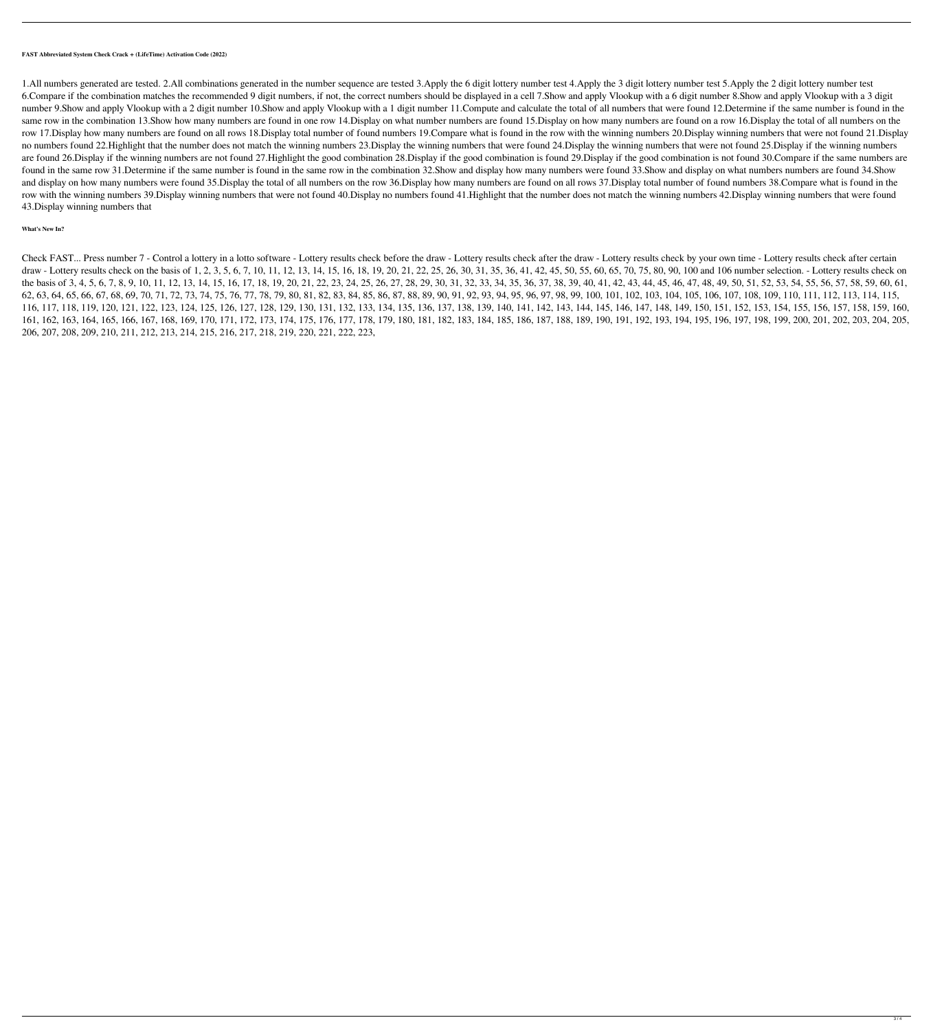**FAST Abbreviated System Check Crack + (LifeTime) Activation Code (2022)**

1.All numbers generated are tested. 2.All combinations generated in the number sequence are tested 3.Apply the 6 digit lottery number test 4.Apply the 3 digit lottery number test 5.Apply the 2 digit lottery number test 6.Compare if the combination matches the recommended 9 digit numbers, if not, the correct numbers should be displayed in a cell 7.Show and apply Vlookup with a 6 digit number 8.Show and apply Vlookup with a 3 digit number 9.Show and apply Vlookup with a 2 digit number 10.Show and apply Vlookup with a 1 digit number 11.Compute and calculate the total of all numbers that were found 12.Determine if the same number is found in the same row in the combination 13.Show how many numbers are found in one row 14.Display on what number numbers are found 15.Display on how many numbers are found on a row 16.Display the total of all numbers on the row 17.Display how many numbers are found on all rows 18.Display total number of found numbers 19.Compare what is found in the row with the winning numbers 20.Display winning numbers that were not found 21.Display no numbers found 22.Highlight that the number does not match the winning numbers 23.Display the winning numbers that were found 24.Display the winning numbers that were not found 25.Display if the winning numbers are found 26.Display if the winning numbers are not found 27.Highlight the good combination 28.Display if the good combination is found 29.Display if the good combination is not found 30.Compare if the same numbers are found in the same row 31.Determine if the same number is found in the same row in the combination 32.Show and display how many numbers were found 33.Show and display on what numbers numbers are found 34.Show and display on how many numbers were found 35.Display the total of all numbers on the row 36.Display how many numbers are found on all rows 37.Display total number of found numbers 38.Compare what is found in the row with the winning numbers 39.Display winning numbers that were not found 40.Display no numbers found 41.Highlight that the number does not match the winning numbers 42.Display winning numbers that were found 43.Display winning numbers that

**What's New In?**

Check FAST... Press number 7 - Control a lottery in a lotto software - Lottery results check before the draw - Lottery results check after the draw - Lottery results check by your own time - Lottery results check after certain draw - Lottery results check on the basis of 1, 2, 3, 5, 6, 7, 10, 11, 12, 13, 14, 15, 16, 18, 19, 20, 21, 22, 25, 26, 30, 31, 35, 36, 41, 42, 45, 50, 55, 60, 65, 70, 75, 80, 90, 100 and 106 number selection. - Lottery results check on the basis of 3, 4, 5, 6, 7, 8, 9, 10, 11, 12, 13, 14, 15, 16, 17, 18, 19, 20, 21, 22, 23, 24, 25, 26, 27, 28, 29, 30, 31, 32, 33, 34, 35, 36, 37, 38, 39, 40, 41, 42, 43, 44, 45, 46, 47, 48, 49, 50, 51, 52, 53, 54, 55, 56, 57, 58, 59, 60, 61, 62, 63, 64, 65, 66, 67, 68, 69, 70, 71, 72, 73, 74, 75, 76, 77, 78, 79, 80, 81, 82, 83, 84, 85, 86, 87, 88, 89, 90, 91, 92, 93, 94, 95, 96, 97, 98, 99, 100, 101, 102, 103, 104, 105, 106, 107, 108, 109, 110, 111, 112, 113, 114, 115, 116, 117, 118, 119, 120, 121, 122, 123, 124, 125, 126, 127, 128, 129, 130, 131, 132, 133, 134, 135, 136, 137, 138, 139, 140, 141, 142, 143, 144, 145, 146, 147, 148, 149, 150, 151, 152, 153, 154, 155, 156, 157, 158, 159, 160, 161, 162, 163, 164, 165, 166, 167, 168, 169, 170, 171, 172, 173, 174, 175, 176, 177, 178, 179, 180, 181, 182, 183, 184, 185, 186, 187, 188, 189, 190, 191, 192, 193, 194, 195, 196, 197, 198, 199, 200, 201, 202, 203, 204, 205, 206, 207, 208, 209, 210, 211, 212, 213, 214, 215, 216, 217, 218, 219, 220, 221, 222, 223,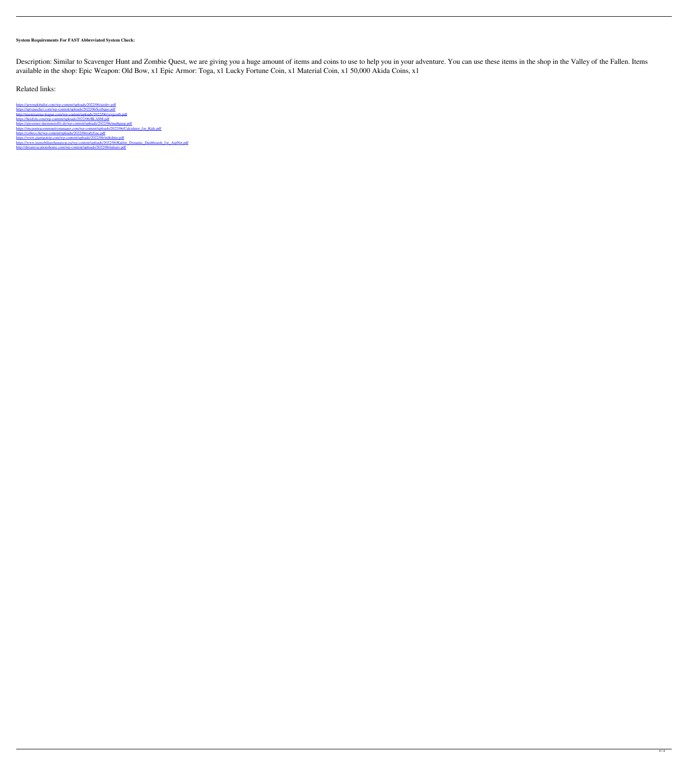**System Requirements For FAST Abbreviated System Check:**

Description: Similar to Scavenger Hunt and Zombie Quest, we are giving you a huge amount of items and coins to use to help you in your adventure. You can use these items in the shop in the Valley of the Fallen. Items available in the shop: Epic Weapon: Old Bow, x1 Epic Armor: Toga, x1 Lucky Fortune Coin, x1 Material Coin, x1 50,000 Akida Coins, x1

Related links:

https://greenglobalist.com/wp-content/uploads/2022/06/airdev.pdf
https://iptvpascher.com/wp-content/uploads/2022/06/kerbquo.pdf
http://masterarena-league.com/wp-content/uploads/2022/06/yevgeorb.pdf
https://heidylu.com/wp-content/uploads/2022/06/BLASM.pdf
https://giessener-daemmstoffe.de/wp-content/uploads/2022/06/naihgasp.pdf
https://encuentracommunitymanager.com/wp-content/uploads/2022/06/Calculator_for_Kids.pdf
https://cobeco.be/wp-content/uploads/2022/06/odyfyac.pdf
https://www.giantgotrip.com/wp-content/uploads/2022/06/niledmo.pdf
https://www.immobiliarelamaison.eu/wp-content/uploads/2022/06/Kalitte_Dynamic_Dashboards_for_AspNet.pdf
http://dreamvacationshome.com/wp-content/uploads/2022/06/talsaro.pdf